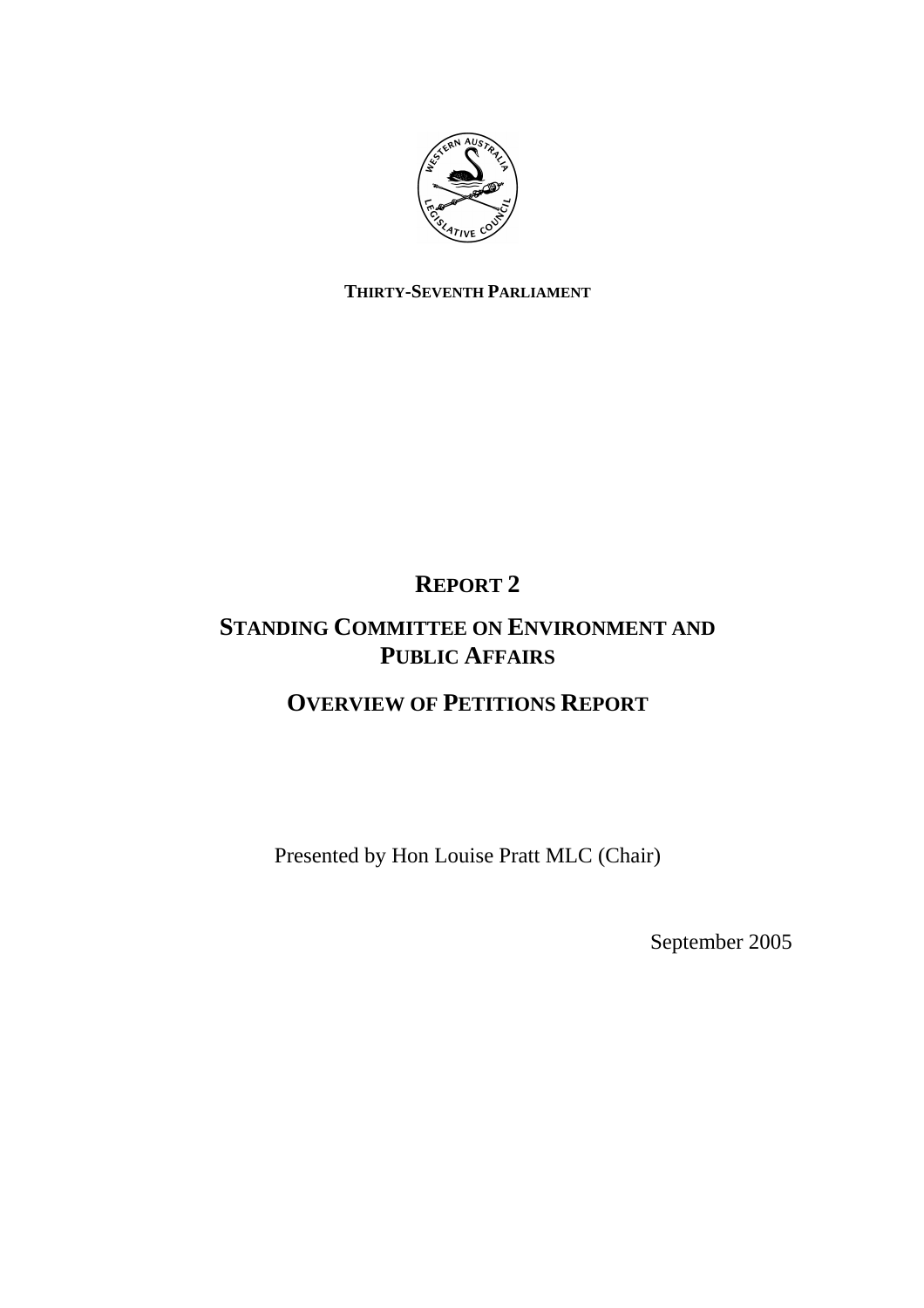**THIRTY-SEVENTH PARLIAMENT**

# REPORT 2

# STANDING COMMITTEE ON ENVIRONMENT AND PUBLIC AFFAIRS

# OVERVIEW OF PETITIONS REPORT

Presented by Hon Louise Pratt MLC (Chair)

September 2005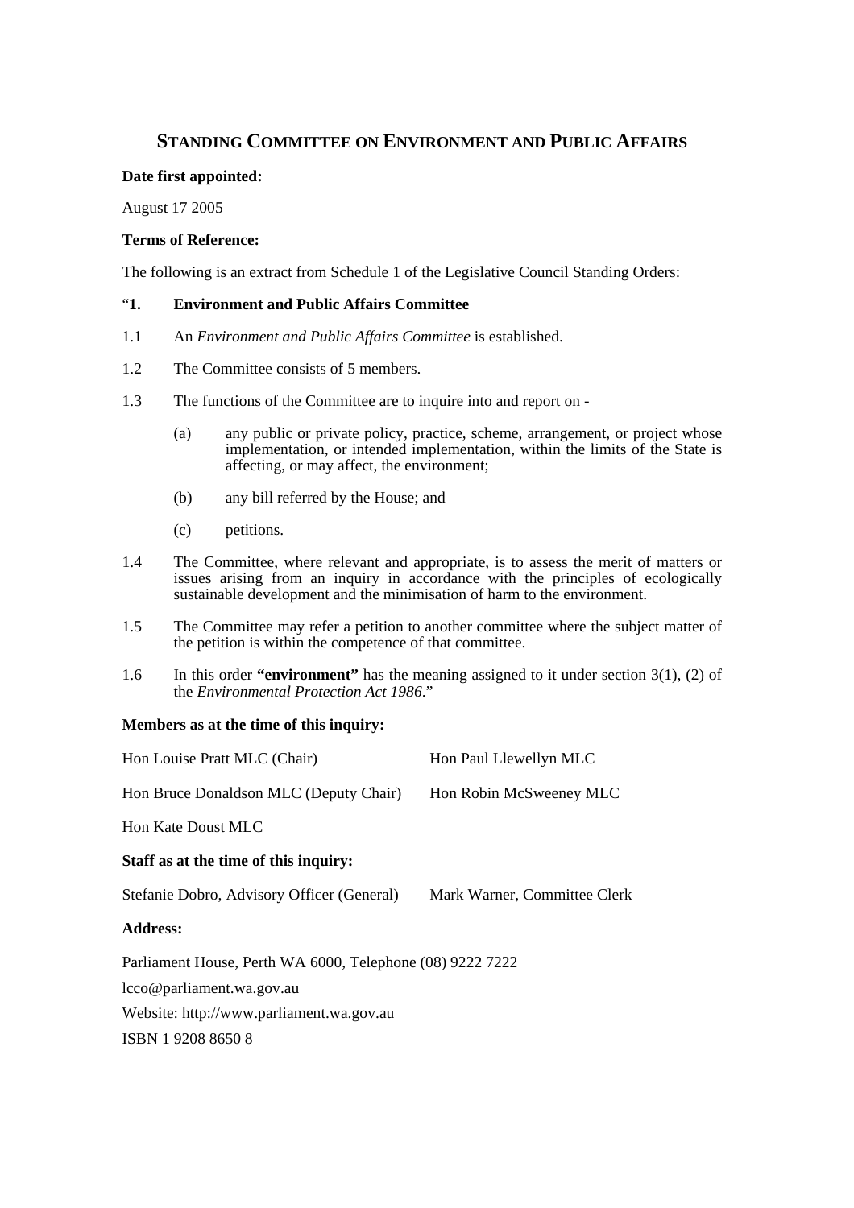# STANDING COMMITTEE ON ENVIRONMENT AND PUBLIC AFFAIRS

**Date first appointed:**

August 17 2005

**Terms of Reference:**

The following is an extract from Schedule 1 of the Legislative Council Standing Orders:

"**1. Environment and Public Affairs Committee**

1.1 An *Environment and Public Affairs Committee* is established.

1.2 The Committee consists of 5 members.

1.3 The functions of the Committee are to inquire into and report on -

(a) any public or private policy, practice, scheme, arrangement, or project whose implementation, or intended implementation, within the limits of the State is affecting, or may affect, the environment;

(b) any bill referred by the House; and

(c) petitions.

1.4 The Committee, where relevant and appropriate, is to assess the merit of matters or issues arising from an inquiry in accordance with the principles of ecologically sustainable development and the minimisation of harm to the environment.

1.5 The Committee may refer a petition to another committee where the subject matter of the petition is within the competence of that committee.

1.6 In this order **"environment"** has the meaning assigned to it under section 3(1), (2) of the *Environmental Protection Act 1986*."

**Members as at the time of this inquiry:**

Hon Louise Pratt MLC (Chair)

Hon Paul Llewellyn MLC

Hon Bruce Donaldson MLC (Deputy Chair)

Hon Robin McSweeney MLC

Hon Kate Doust MLC

**Staff as at the time of this inquiry:**

Stefanie Dobro, Advisory Officer (General)

Mark Warner, Committee Clerk

**Address:**

Parliament House, Perth WA 6000, Telephone (08) 9222 7222

lcco@parliament.wa.gov.au

Website: http://www.parliament.wa.gov.au

ISBN 1 9208 8650 8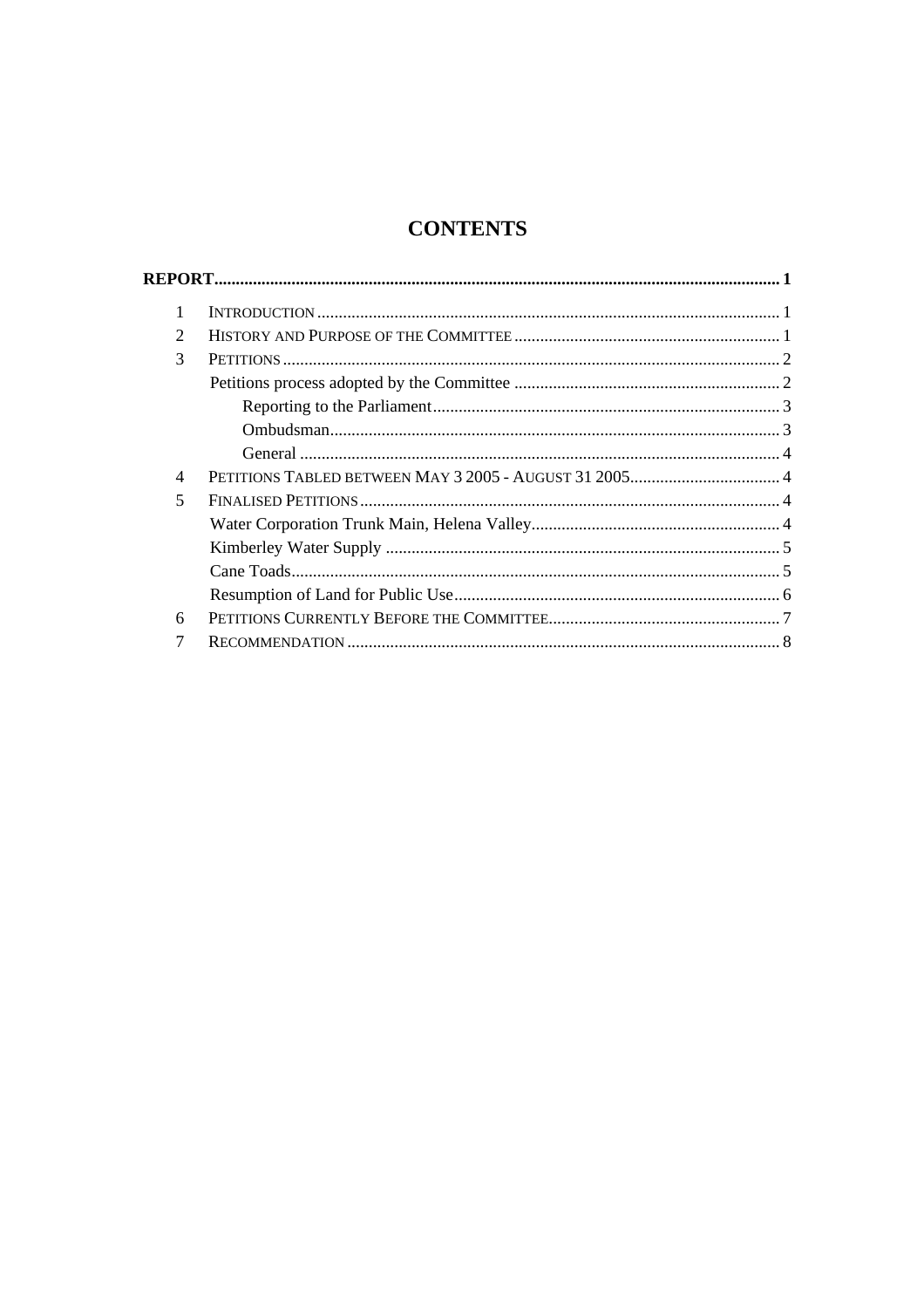# CONTENTS

**REPORT** .......... **1**

| | | |
|---|---|---|
| 1 | INTRODUCTION | 1 |
| 2 | HISTORY AND PURPOSE OF THE COMMITTEE | 1 |
| 3 | PETITIONS | 2 |
| | Petitions process adopted by the Committee | 2 |
| | Reporting to the Parliament | 3 |
| | Ombudsman | 3 |
| | General | 4 |
| 4 | PETITIONS TABLED BETWEEN MAY 3 2005 - AUGUST 31 2005 | 4 |
| 5 | FINALISED PETITIONS | 4 |
| | Water Corporation Trunk Main, Helena Valley | 4 |
| | Kimberley Water Supply | 5 |
| | Cane Toads | 5 |
| | Resumption of Land for Public Use | 6 |
| 6 | PETITIONS CURRENTLY BEFORE THE COMMITTEE | 7 |
| 7 | RECOMMENDATION | 8 |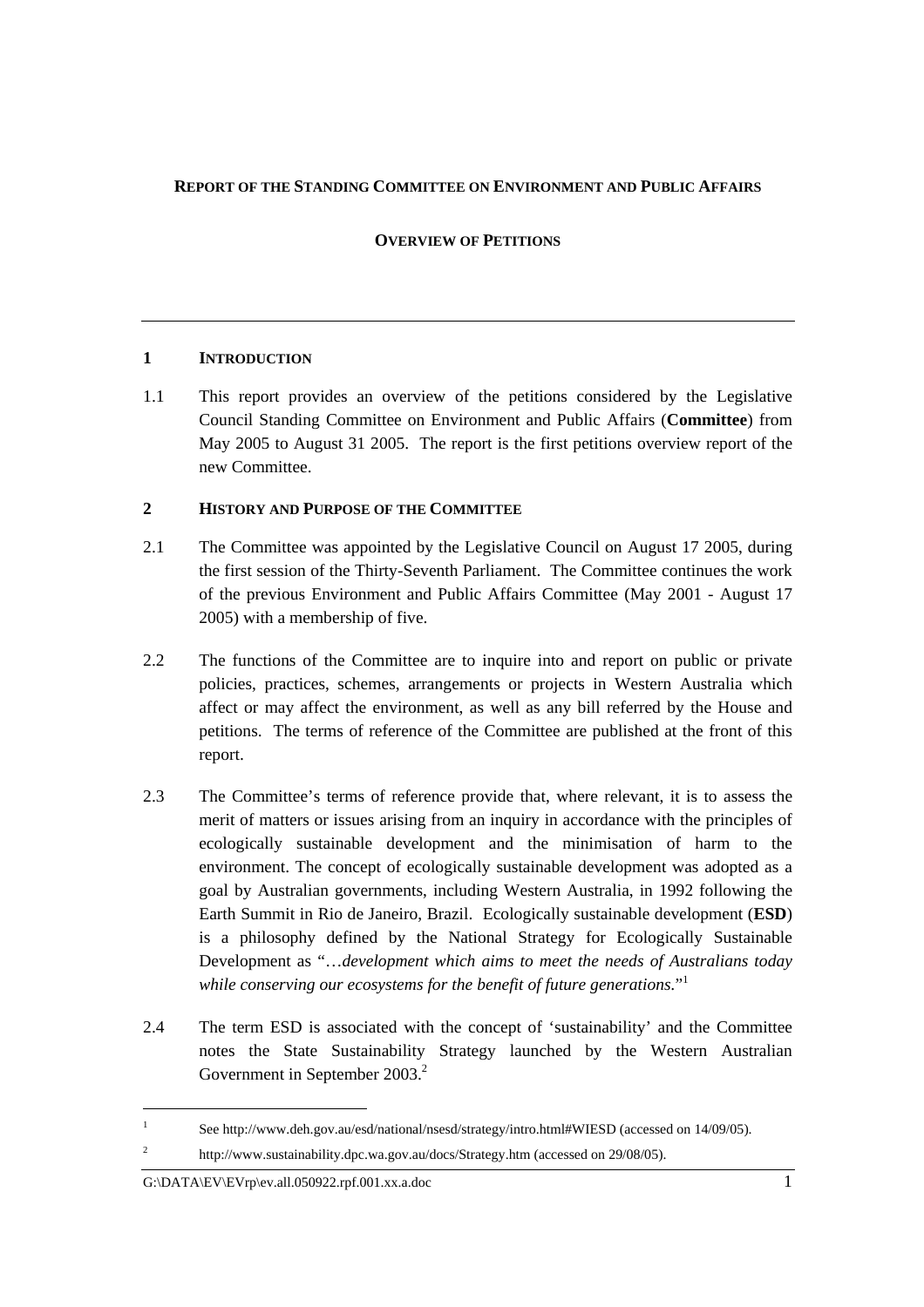**REPORT OF THE STANDING COMMITTEE ON ENVIRONMENT AND PUBLIC AFFAIRS**

**OVERVIEW OF PETITIONS**

---

## 1 INTRODUCTION

1.1 This report provides an overview of the petitions considered by the Legislative Council Standing Committee on Environment and Public Affairs (**Committee**) from May 2005 to August 31 2005. The report is the first petitions overview report of the new Committee.

## 2 HISTORY AND PURPOSE OF THE COMMITTEE

2.1 The Committee was appointed by the Legislative Council on August 17 2005, during the first session of the Thirty-Seventh Parliament. The Committee continues the work of the previous Environment and Public Affairs Committee (May 2001 - August 17 2005) with a membership of five.

2.2 The functions of the Committee are to inquire into and report on public or private policies, practices, schemes, arrangements or projects in Western Australia which affect or may affect the environment, as well as any bill referred by the House and petitions. The terms of reference of the Committee are published at the front of this report.

2.3 The Committee's terms of reference provide that, where relevant, it is to assess the merit of matters or issues arising from an inquiry in accordance with the principles of ecologically sustainable development and the minimisation of harm to the environment. The concept of ecologically sustainable development was adopted as a goal by Australian governments, including Western Australia, in 1992 following the Earth Summit in Rio de Janeiro, Brazil. Ecologically sustainable development (**ESD**) is a philosophy defined by the National Strategy for Ecologically Sustainable Development as "…*development which aims to meet the needs of Australians today while conserving our ecosystems for the benefit of future generations.*"[1]

2.4 The term ESD is associated with the concept of 'sustainability' and the Committee notes the State Sustainability Strategy launched by the Western Australian Government in September 2003.[2]

---

[1] See http://www.deh.gov.au/esd/national/nsesd/strategy/intro.html#WIESD (accessed on 14/09/05).

[2] http://www.sustainability.dpc.wa.gov.au/docs/Strategy.htm (accessed on 29/08/05).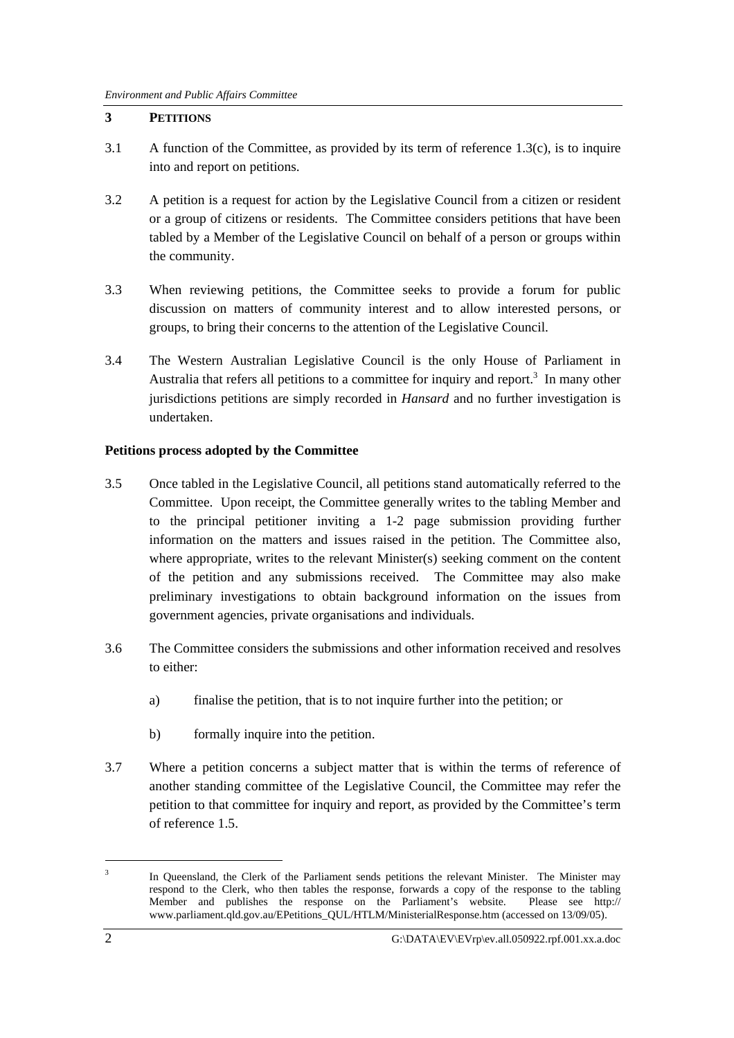## 3 PETITIONS

3.1 A function of the Committee, as provided by its term of reference 1.3(c), is to inquire into and report on petitions.

3.2 A petition is a request for action by the Legislative Council from a citizen or resident or a group of citizens or residents. The Committee considers petitions that have been tabled by a Member of the Legislative Council on behalf of a person or groups within the community.

3.3 When reviewing petitions, the Committee seeks to provide a forum for public discussion on matters of community interest and to allow interested persons, or groups, to bring their concerns to the attention of the Legislative Council.

3.4 The Western Australian Legislative Council is the only House of Parliament in Australia that refers all petitions to a committee for inquiry and report.[3] In many other jurisdictions petitions are simply recorded in *Hansard* and no further investigation is undertaken.

**Petitions process adopted by the Committee**

3.5 Once tabled in the Legislative Council, all petitions stand automatically referred to the Committee. Upon receipt, the Committee generally writes to the tabling Member and to the principal petitioner inviting a 1-2 page submission providing further information on the matters and issues raised in the petition. The Committee also, where appropriate, writes to the relevant Minister(s) seeking comment on the content of the petition and any submissions received. The Committee may also make preliminary investigations to obtain background information on the issues from government agencies, private organisations and individuals.

3.6 The Committee considers the submissions and other information received and resolves to either:

a) finalise the petition, that is to not inquire further into the petition; or

b) formally inquire into the petition.

3.7 Where a petition concerns a subject matter that is within the terms of reference of another standing committee of the Legislative Council, the Committee may refer the petition to that committee for inquiry and report, as provided by the Committee's term of reference 1.5.

---

[3] In Queensland, the Clerk of the Parliament sends petitions the relevant Minister. The Minister may respond to the Clerk, who then tables the response, forwards a copy of the response to the tabling Member and publishes the response on the Parliament's website. Please see http:// www.parliament.qld.gov.au/EPetitions_QUL/HTLM/MinisterialResponse.htm (accessed on 13/09/05).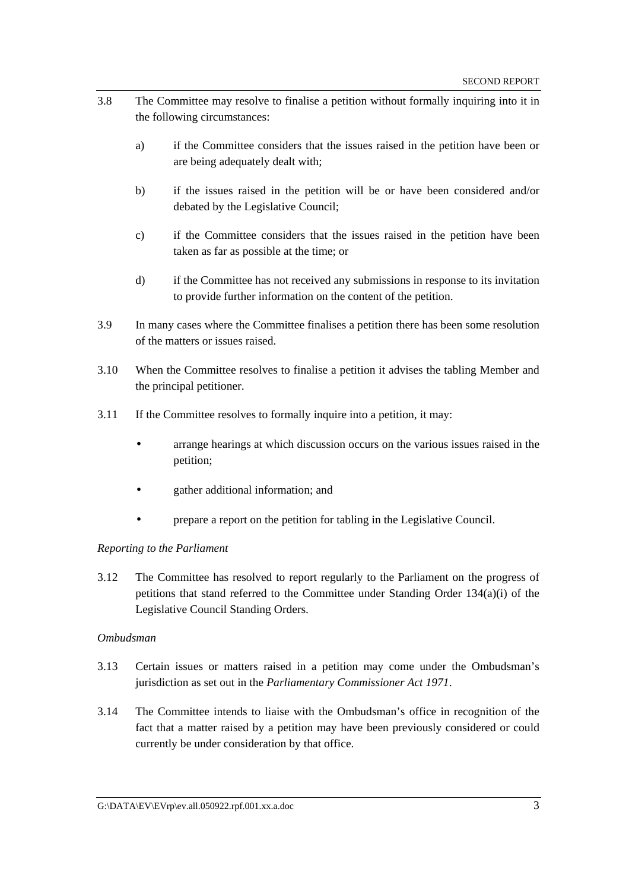3.8 The Committee may resolve to finalise a petition without formally inquiring into it in the following circumstances:

a) if the Committee considers that the issues raised in the petition have been or are being adequately dealt with;

b) if the issues raised in the petition will be or have been considered and/or debated by the Legislative Council;

c) if the Committee considers that the issues raised in the petition have been taken as far as possible at the time; or

d) if the Committee has not received any submissions in response to its invitation to provide further information on the content of the petition.

3.9 In many cases where the Committee finalises a petition there has been some resolution of the matters or issues raised.

3.10 When the Committee resolves to finalise a petition it advises the tabling Member and the principal petitioner.

3.11 If the Committee resolves to formally inquire into a petition, it may:

- arrange hearings at which discussion occurs on the various issues raised in the petition;
- gather additional information; and
- prepare a report on the petition for tabling in the Legislative Council.

*Reporting to the Parliament*

3.12 The Committee has resolved to report regularly to the Parliament on the progress of petitions that stand referred to the Committee under Standing Order 134(a)(i) of the Legislative Council Standing Orders.

*Ombudsman*

3.13 Certain issues or matters raised in a petition may come under the Ombudsman's jurisdiction as set out in the *Parliamentary Commissioner Act 1971*.

3.14 The Committee intends to liaise with the Ombudsman's office in recognition of the fact that a matter raised by a petition may have been previously considered or could currently be under consideration by that office.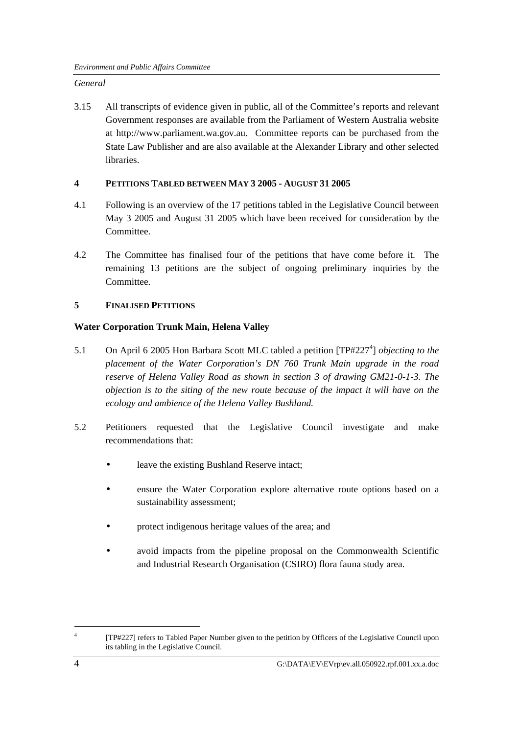*General*

3.15 All transcripts of evidence given in public, all of the Committee's reports and relevant Government responses are available from the Parliament of Western Australia website at http://www.parliament.wa.gov.au. Committee reports can be purchased from the State Law Publisher and are also available at the Alexander Library and other selected libraries.

## 4 PETITIONS TABLED BETWEEN MAY 3 2005 - AUGUST 31 2005

4.1 Following is an overview of the 17 petitions tabled in the Legislative Council between May 3 2005 and August 31 2005 which have been received for consideration by the Committee.

4.2 The Committee has finalised four of the petitions that have come before it. The remaining 13 petitions are the subject of ongoing preliminary inquiries by the Committee.

## 5 FINALISED PETITIONS

### Water Corporation Trunk Main, Helena Valley

5.1 On April 6 2005 Hon Barbara Scott MLC tabled a petition [TP#227[4]] *objecting to the placement of the Water Corporation's DN 760 Trunk Main upgrade in the road reserve of Helena Valley Road as shown in section 3 of drawing GM21-0-1-3. The objection is to the siting of the new route because of the impact it will have on the ecology and ambience of the Helena Valley Bushland.*

5.2 Petitioners requested that the Legislative Council investigate and make recommendations that:

- leave the existing Bushland Reserve intact;
- ensure the Water Corporation explore alternative route options based on a sustainability assessment;
- protect indigenous heritage values of the area; and
- avoid impacts from the pipeline proposal on the Commonwealth Scientific and Industrial Research Organisation (CSIRO) flora fauna study area.

---

[4] [TP#227] refers to Tabled Paper Number given to the petition by Officers of the Legislative Council upon its tabling in the Legislative Council.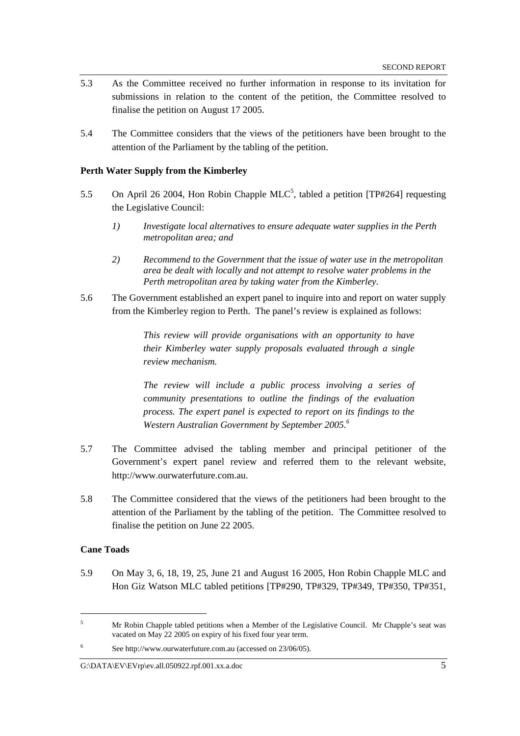5.3 As the Committee received no further information in response to its invitation for submissions in relation to the content of the petition, the Committee resolved to finalise the petition on August 17 2005.

5.4 The Committee considers that the views of the petitioners have been brought to the attention of the Parliament by the tabling of the petition.

**Perth Water Supply from the Kimberley**

5.5 On April 26 2004, Hon Robin Chapple MLC[5], tabled a petition [TP#264] requesting the Legislative Council:

> *1) Investigate local alternatives to ensure adequate water supplies in the Perth metropolitan area; and*
>
> *2) Recommend to the Government that the issue of water use in the metropolitan area be dealt with locally and not attempt to resolve water problems in the Perth metropolitan area by taking water from the Kimberley.*

5.6 The Government established an expert panel to inquire into and report on water supply from the Kimberley region to Perth. The panel's review is explained as follows:

> *This review will provide organisations with an opportunity to have their Kimberley water supply proposals evaluated through a single review mechanism.*
>
> *The review will include a public process involving a series of community presentations to outline the findings of the evaluation process. The expert panel is expected to report on its findings to the Western Australian Government by September 2005.*[6]

5.7 The Committee advised the tabling member and principal petitioner of the Government's expert panel review and referred them to the relevant website, http://www.ourwaterfuture.com.au.

5.8 The Committee considered that the views of the petitioners had been brought to the attention of the Parliament by the tabling of the petition. The Committee resolved to finalise the petition on June 22 2005.

**Cane Toads**

5.9 On May 3, 6, 18, 19, 25, June 21 and August 16 2005, Hon Robin Chapple MLC and Hon Giz Watson MLC tabled petitions [TP#290, TP#329, TP#349, TP#350, TP#351,

---

[5] Mr Robin Chapple tabled petitions when a Member of the Legislative Council. Mr Chapple's seat was vacated on May 22 2005 on expiry of his fixed four year term.

[6] See http://www.ourwaterfuture.com.au (accessed on 23/06/05).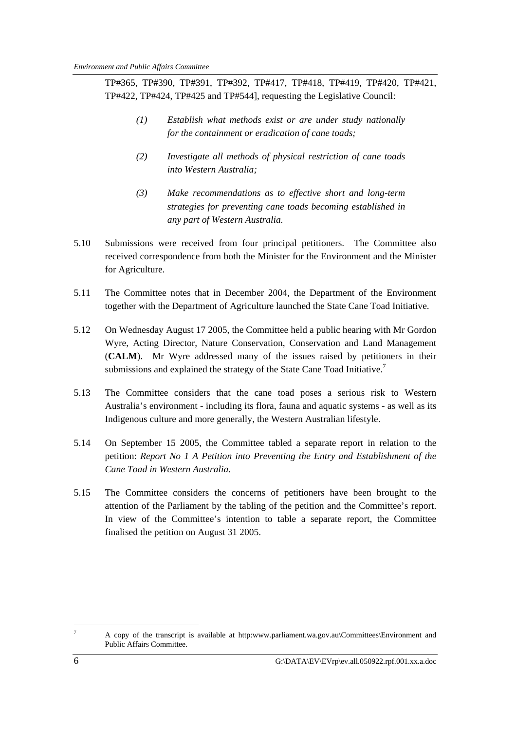TP#365, TP#390, TP#391, TP#392, TP#417, TP#418, TP#419, TP#420, TP#421, TP#422, TP#424, TP#425 and TP#544], requesting the Legislative Council:

> *(1) Establish what methods exist or are under study nationally for the containment or eradication of cane toads;*
>
> *(2) Investigate all methods of physical restriction of cane toads into Western Australia;*
>
> *(3) Make recommendations as to effective short and long-term strategies for preventing cane toads becoming established in any part of Western Australia.*

5.10 Submissions were received from four principal petitioners. The Committee also received correspondence from both the Minister for the Environment and the Minister for Agriculture.

5.11 The Committee notes that in December 2004, the Department of the Environment together with the Department of Agriculture launched the State Cane Toad Initiative.

5.12 On Wednesday August 17 2005, the Committee held a public hearing with Mr Gordon Wyre, Acting Director, Nature Conservation, Conservation and Land Management (**CALM**). Mr Wyre addressed many of the issues raised by petitioners in their submissions and explained the strategy of the State Cane Toad Initiative.[7]

5.13 The Committee considers that the cane toad poses a serious risk to Western Australia's environment - including its flora, fauna and aquatic systems - as well as its Indigenous culture and more generally, the Western Australian lifestyle.

5.14 On September 15 2005, the Committee tabled a separate report in relation to the petition: *Report No 1 A Petition into Preventing the Entry and Establishment of the Cane Toad in Western Australia*.

5.15 The Committee considers the concerns of petitioners have been brought to the attention of the Parliament by the tabling of the petition and the Committee's report. In view of the Committee's intention to table a separate report, the Committee finalised the petition on August 31 2005.

---

[7] A copy of the transcript is available at http:www.parliament.wa.gov.au\Committees\Environment and Public Affairs Committee.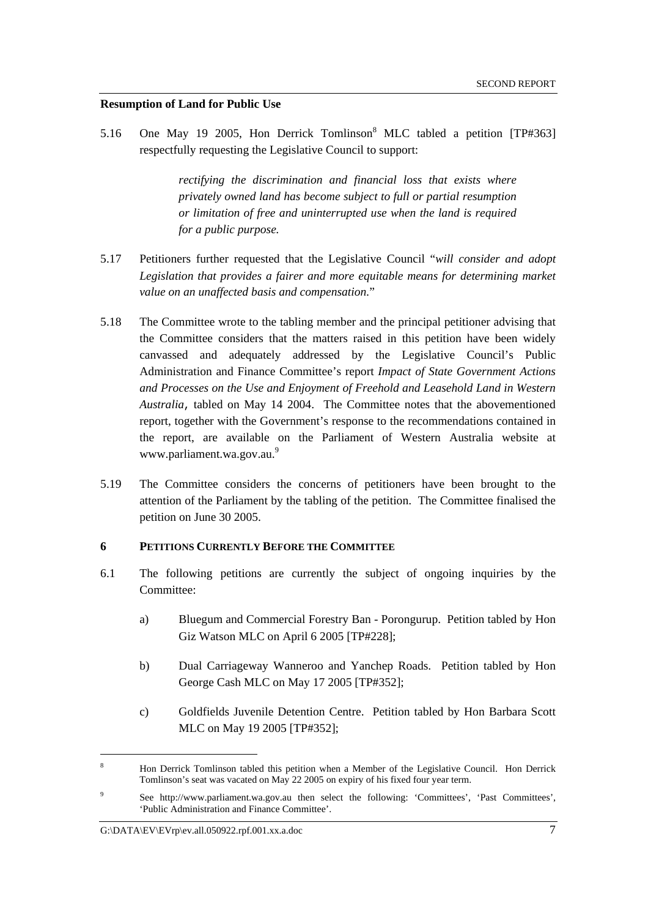**Resumption of Land for Public Use**

5.16 One May 19 2005, Hon Derrick Tomlinson[8] MLC tabled a petition [TP#363] respectfully requesting the Legislative Council to support:

> *rectifying the discrimination and financial loss that exists where privately owned land has become subject to full or partial resumption or limitation of free and uninterrupted use when the land is required for a public purpose.*

5.17 Petitioners further requested that the Legislative Council "*will consider and adopt Legislation that provides a fairer and more equitable means for determining market value on an unaffected basis and compensation.*"

5.18 The Committee wrote to the tabling member and the principal petitioner advising that the Committee considers that the matters raised in this petition have been widely canvassed and adequately addressed by the Legislative Council's Public Administration and Finance Committee's report *Impact of State Government Actions and Processes on the Use and Enjoyment of Freehold and Leasehold Land in Western Australia*, tabled on May 14 2004. The Committee notes that the abovementioned report, together with the Government's response to the recommendations contained in the report, are available on the Parliament of Western Australia website at www.parliament.wa.gov.au.[9]

5.19 The Committee considers the concerns of petitioners have been brought to the attention of the Parliament by the tabling of the petition. The Committee finalised the petition on June 30 2005.

## 6 PETITIONS CURRENTLY BEFORE THE COMMITTEE

6.1 The following petitions are currently the subject of ongoing inquiries by the Committee:

a) Bluegum and Commercial Forestry Ban - Porongurup. Petition tabled by Hon Giz Watson MLC on April 6 2005 [TP#228];

b) Dual Carriageway Wanneroo and Yanchep Roads. Petition tabled by Hon George Cash MLC on May 17 2005 [TP#352];

c) Goldfields Juvenile Detention Centre. Petition tabled by Hon Barbara Scott MLC on May 19 2005 [TP#352];

---

[8] Hon Derrick Tomlinson tabled this petition when a Member of the Legislative Council. Hon Derrick Tomlinson's seat was vacated on May 22 2005 on expiry of his fixed four year term.

[9] See http://www.parliament.wa.gov.au then select the following: 'Committees', 'Past Committees', 'Public Administration and Finance Committee'.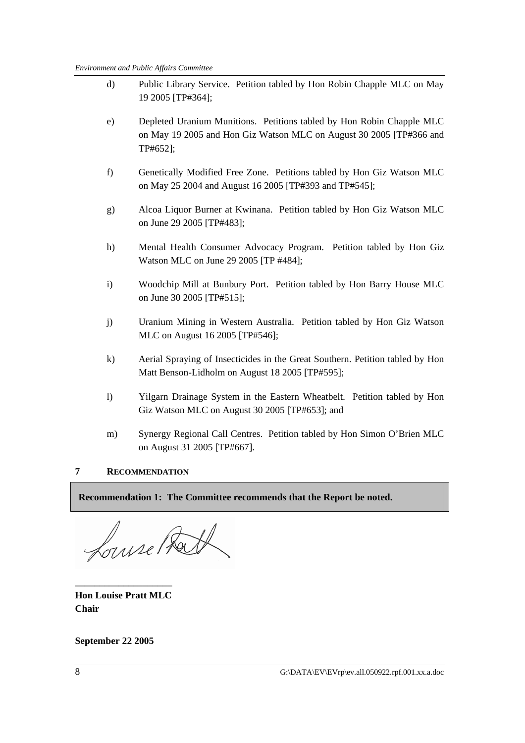d) Public Library Service. Petition tabled by Hon Robin Chapple MLC on May 19 2005 [TP#364];

e) Depleted Uranium Munitions. Petitions tabled by Hon Robin Chapple MLC on May 19 2005 and Hon Giz Watson MLC on August 30 2005 [TP#366 and TP#652];

f) Genetically Modified Free Zone. Petitions tabled by Hon Giz Watson MLC on May 25 2004 and August 16 2005 [TP#393 and TP#545];

g) Alcoa Liquor Burner at Kwinana. Petition tabled by Hon Giz Watson MLC on June 29 2005 [TP#483];

h) Mental Health Consumer Advocacy Program. Petition tabled by Hon Giz Watson MLC on June 29 2005 [TP #484];

i) Woodchip Mill at Bunbury Port. Petition tabled by Hon Barry House MLC on June 30 2005 [TP#515];

j) Uranium Mining in Western Australia. Petition tabled by Hon Giz Watson MLC on August 16 2005 [TP#546];

k) Aerial Spraying of Insecticides in the Great Southern. Petition tabled by Hon Matt Benson-Lidholm on August 18 2005 [TP#595];

l) Yilgarn Drainage System in the Eastern Wheatbelt. Petition tabled by Hon Giz Watson MLC on August 30 2005 [TP#653]; and

m) Synergy Regional Call Centres. Petition tabled by Hon Simon O'Brien MLC on August 31 2005 [TP#667].

## 7 RECOMMENDATION

**Recommendation 1: The Committee recommends that the Report be noted.**

**Hon Louise Pratt MLC**
**Chair**

**September 22 2005**